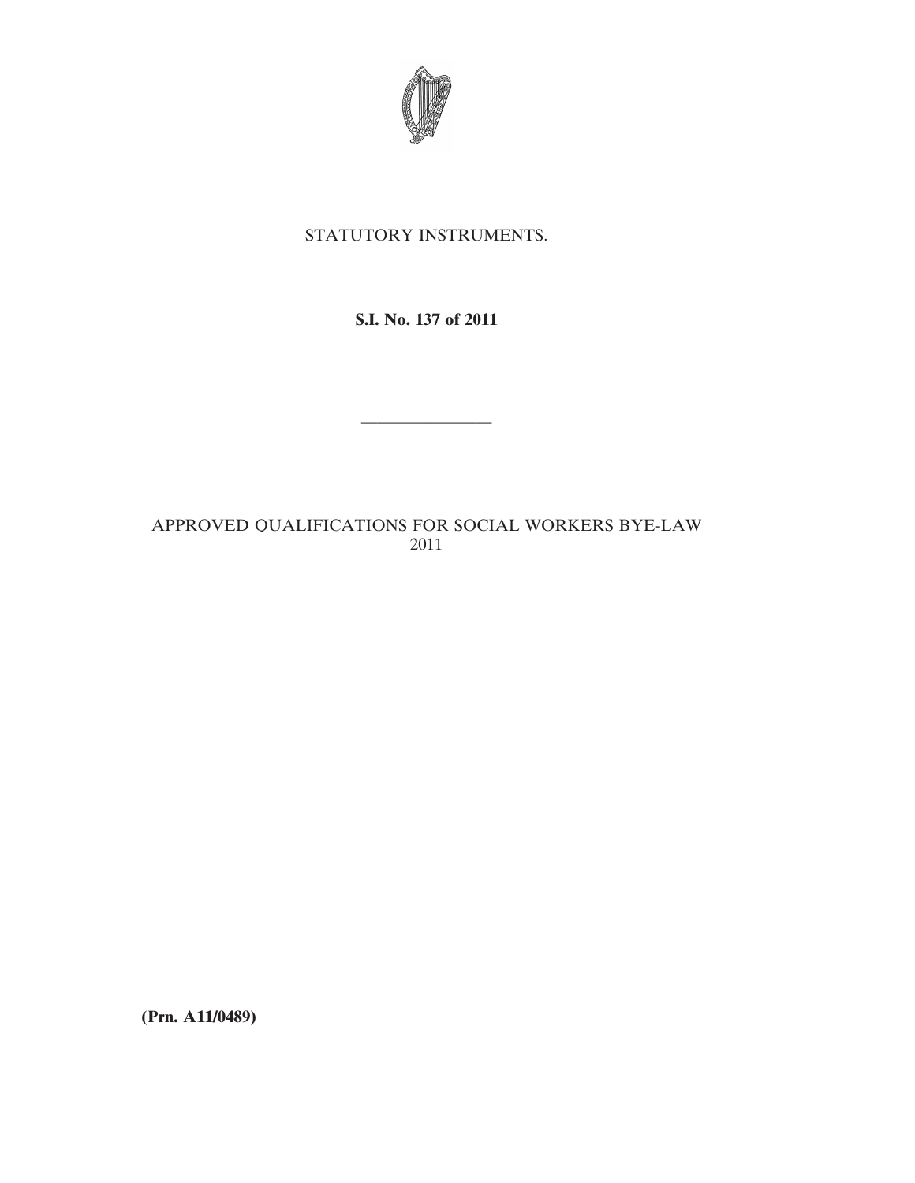STATUTORY INSTRUMENTS.

**S.I. No. 137 of 2011**

---

APPROVED QUALIFICATIONS FOR SOCIAL WORKERS BYE-LAW 2011

**(Prn. A11/0489)**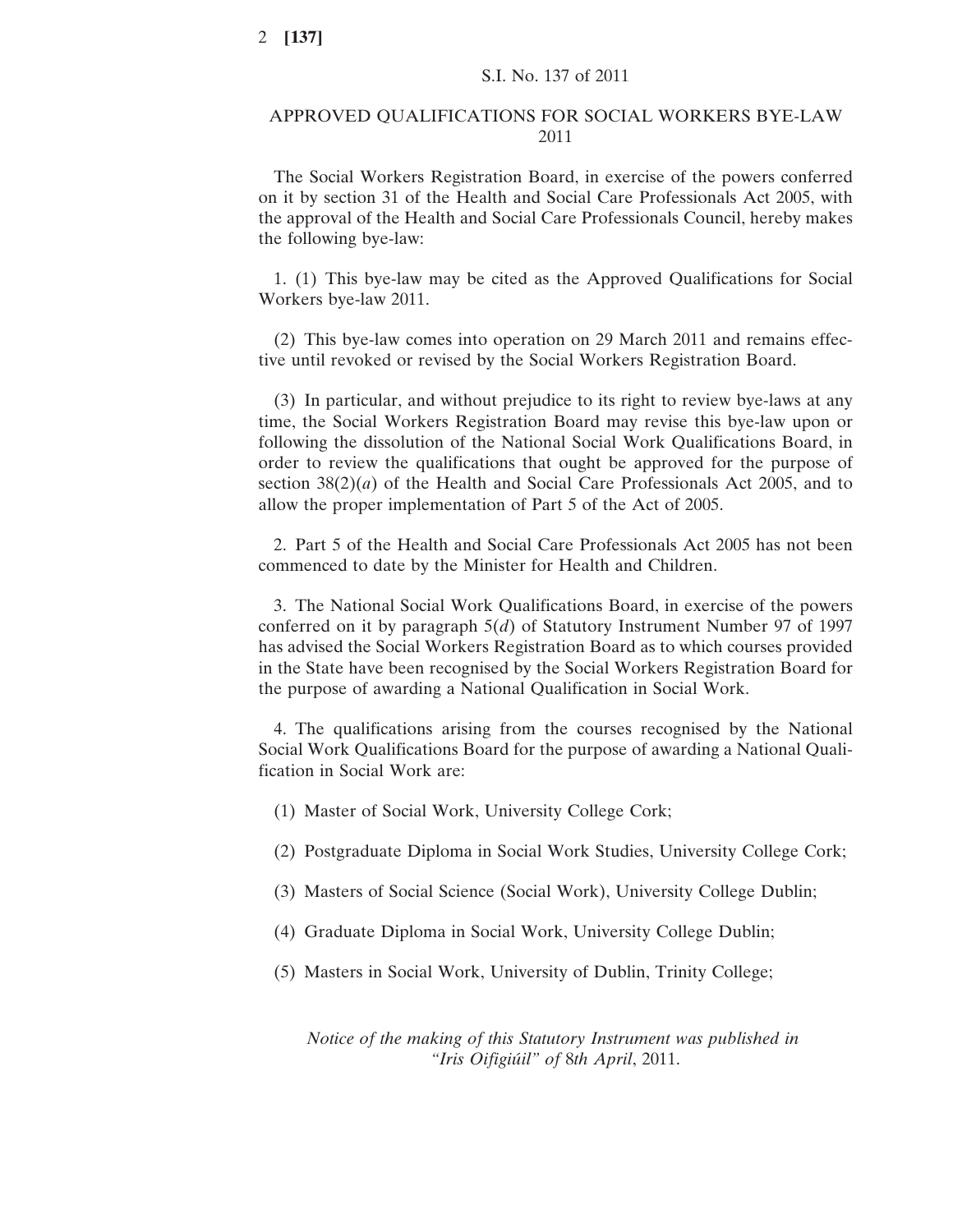S.I. No. 137 of 2011

## APPROVED QUALIFICATIONS FOR SOCIAL WORKERS BYE-LAW 2011

The Social Workers Registration Board, in exercise of the powers conferred on it by section 31 of the Health and Social Care Professionals Act 2005, with the approval of the Health and Social Care Professionals Council, hereby makes the following bye-law:

1. (1) This bye-law may be cited as the Approved Qualifications for Social Workers bye-law 2011.

(2) This bye-law comes into operation on 29 March 2011 and remains effective until revoked or revised by the Social Workers Registration Board.

(3) In particular, and without prejudice to its right to review bye-laws at any time, the Social Workers Registration Board may revise this bye-law upon or following the dissolution of the National Social Work Qualifications Board, in order to review the qualifications that ought be approved for the purpose of section 38(2)(*a*) of the Health and Social Care Professionals Act 2005, and to allow the proper implementation of Part 5 of the Act of 2005.

2. Part 5 of the Health and Social Care Professionals Act 2005 has not been commenced to date by the Minister for Health and Children.

3. The National Social Work Qualifications Board, in exercise of the powers conferred on it by paragraph 5(*d*) of Statutory Instrument Number 97 of 1997 has advised the Social Workers Registration Board as to which courses provided in the State have been recognised by the Social Workers Registration Board for the purpose of awarding a National Qualification in Social Work.

4. The qualifications arising from the courses recognised by the National Social Work Qualifications Board for the purpose of awarding a National Qualification in Social Work are:

(1) Master of Social Work, University College Cork;

(2) Postgraduate Diploma in Social Work Studies, University College Cork;

(3) Masters of Social Science (Social Work), University College Dublin;

(4) Graduate Diploma in Social Work, University College Dublin;

(5) Masters in Social Work, University of Dublin, Trinity College;

*Notice of the making of this Statutory Instrument was published in "Iris Oifigiúil" of 8th April, 2011.*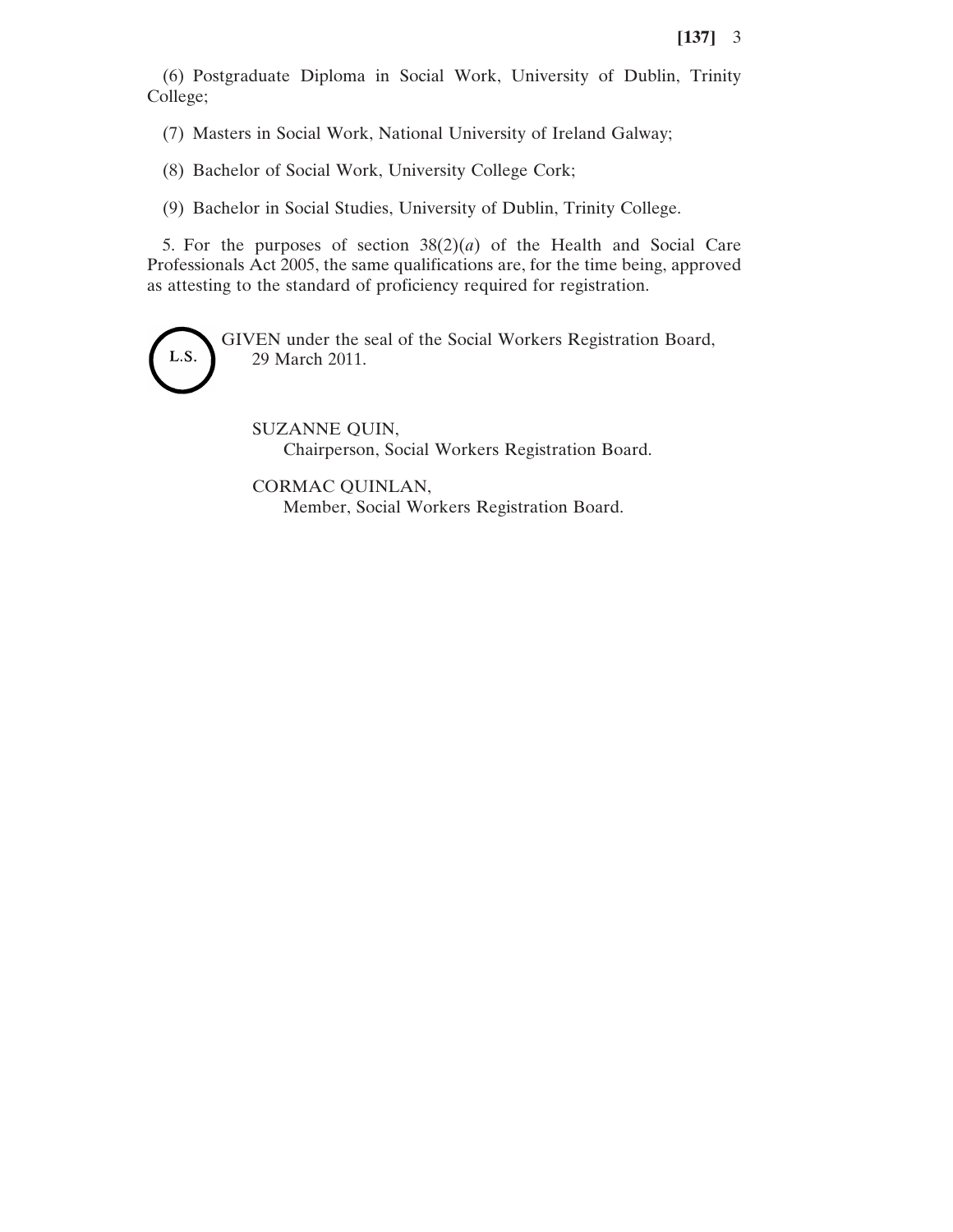(6) Postgraduate Diploma in Social Work, University of Dublin, Trinity College;

(7) Masters in Social Work, National University of Ireland Galway;

(8) Bachelor of Social Work, University College Cork;

(9) Bachelor in Social Studies, University of Dublin, Trinity College.

5. For the purposes of section 38(2)(*a*) of the Health and Social Care Professionals Act 2005, the same qualifications are, for the time being, approved as attesting to the standard of proficiency required for registration.

L.S.

GIVEN under the seal of the Social Workers Registration Board,
29 March 2011.

SUZANNE QUIN,
Chairperson, Social Workers Registration Board.

CORMAC QUINLAN,
Member, Social Workers Registration Board.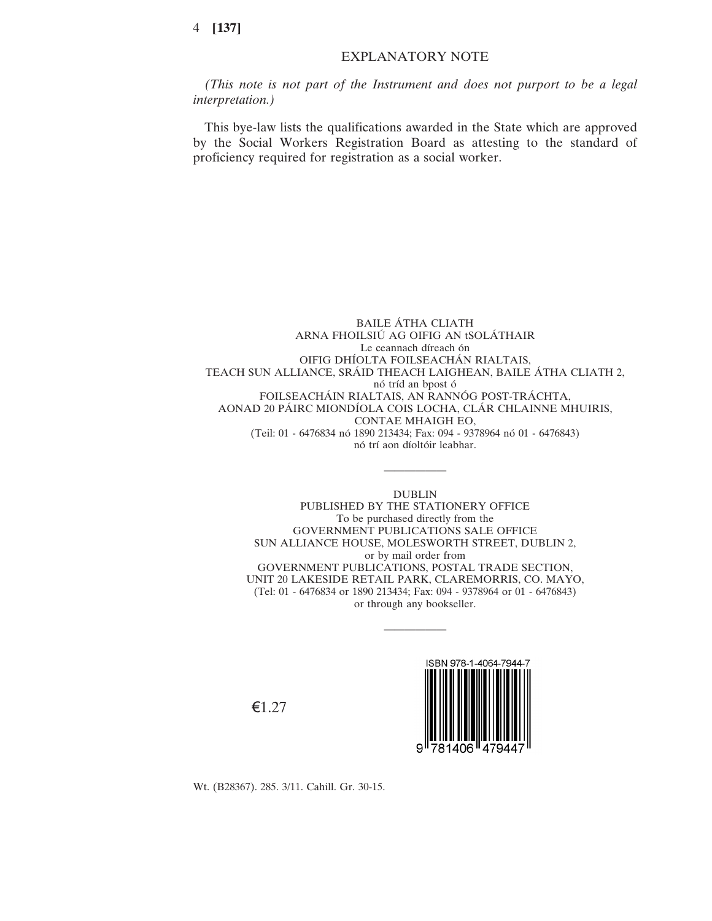## EXPLANATORY NOTE

*(This note is not part of the Instrument and does not purport to be a legal interpretation.)*

This bye-law lists the qualifications awarded in the State which are approved by the Social Workers Registration Board as attesting to the standard of proficiency required for registration as a social worker.

BAILE ÁTHA CLIATH
ARNA FHOILSIÚ AG OIFIG AN tSOLÁTHAIR
Le ceannach díreach ón
OIFIG DHÍOLTA FOILSEACHÁN RIALTAIS,
TEACH SUN ALLIANCE, SRÁID THEACH LAIGHEAN, BAILE ÁTHA CLIATH 2,
nó tríd an bpost ó
FOILSEACHÁIN RIALTAIS, AN RANNÓG POST-TRÁCHTA,
AONAD 20 PÁIRC MIONDÍOLA COIS LOCHA, CLÁR CHLAINNE MHUIRIS,
CONTAE MHAIGH EO,
(Teil: 01 - 6476834 nó 1890 213434; Fax: 094 - 9378964 nó 01 - 6476843)
nó trí aon díoltóir leabhar.

---

DUBLIN
PUBLISHED BY THE STATIONERY OFFICE
To be purchased directly from the
GOVERNMENT PUBLICATIONS SALE OFFICE
SUN ALLIANCE HOUSE, MOLESWORTH STREET, DUBLIN 2,
or by mail order from
GOVERNMENT PUBLICATIONS, POSTAL TRADE SECTION,
UNIT 20 LAKESIDE RETAIL PARK, CLAREMORRIS, CO. MAYO,
(Tel: 01 - 6476834 or 1890 213434; Fax: 094 - 9378964 or 01 - 6476843)
or through any bookseller.

---

€1.27

ISBN 978-1-4064-7944-7

9 781406 479447

Wt. (B28367). 285. 3/11. Cahill. Gr. 30-15.